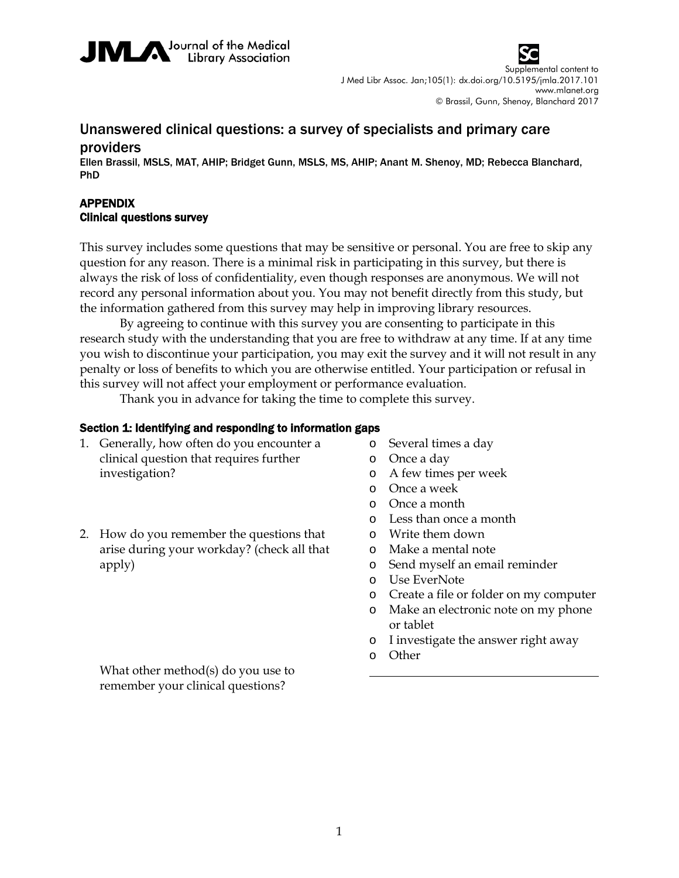Supplemental content to J Med Libr Assoc. Jan;105(1): dx.doi.org/10.5195/jmla.2017.101
www.mlanet.org
© Brassil, Gunn, Shenoy, Blanchard 2017

# Unanswered clinical questions: a survey of specialists and primary care providers

**Ellen Brassil, MSLS, MAT, AHIP; Bridget Gunn, MSLS, MS, AHIP; Anant M. Shenoy, MD; Rebecca Blanchard, PhD**

## APPENDIX
### Clinical questions survey

This survey includes some questions that may be sensitive or personal. You are free to skip any question for any reason. There is a minimal risk in participating in this survey, but there is always the risk of loss of confidentiality, even though responses are anonymous. We will not record any personal information about you. You may not benefit directly from this study, but the information gathered from this survey may help in improving library resources.

By agreeing to continue with this survey you are consenting to participate in this research study with the understanding that you are free to withdraw at any time. If at any time you wish to discontinue your participation, you may exit the survey and it will not result in any penalty or loss of benefits to which you are otherwise entitled. Your participation or refusal in this survey will not affect your employment or performance evaluation.

Thank you in advance for taking the time to complete this survey.

#### Section 1: Identifying and responding to information gaps

1. Generally, how often do you encounter a clinical question that requires further investigation?
   - Several times a day
   - Once a day
   - A few times per week
   - Once a week
   - Once a month
   - Less than once a month

2. How do you remember the questions that arise during your workday? (check all that apply)
   - Write them down
   - Make a mental note
   - Send myself an email reminder
   - Use EverNote
   - Create a file or folder on my computer
   - Make an electronic note on my phone or tablet
   - I investigate the answer right away
   - Other

   What other method(s) do you use to remember your clinical questions? \_\_\_\_\_\_\_\_\_\_\_\_\_\_\_\_\_\_\_\_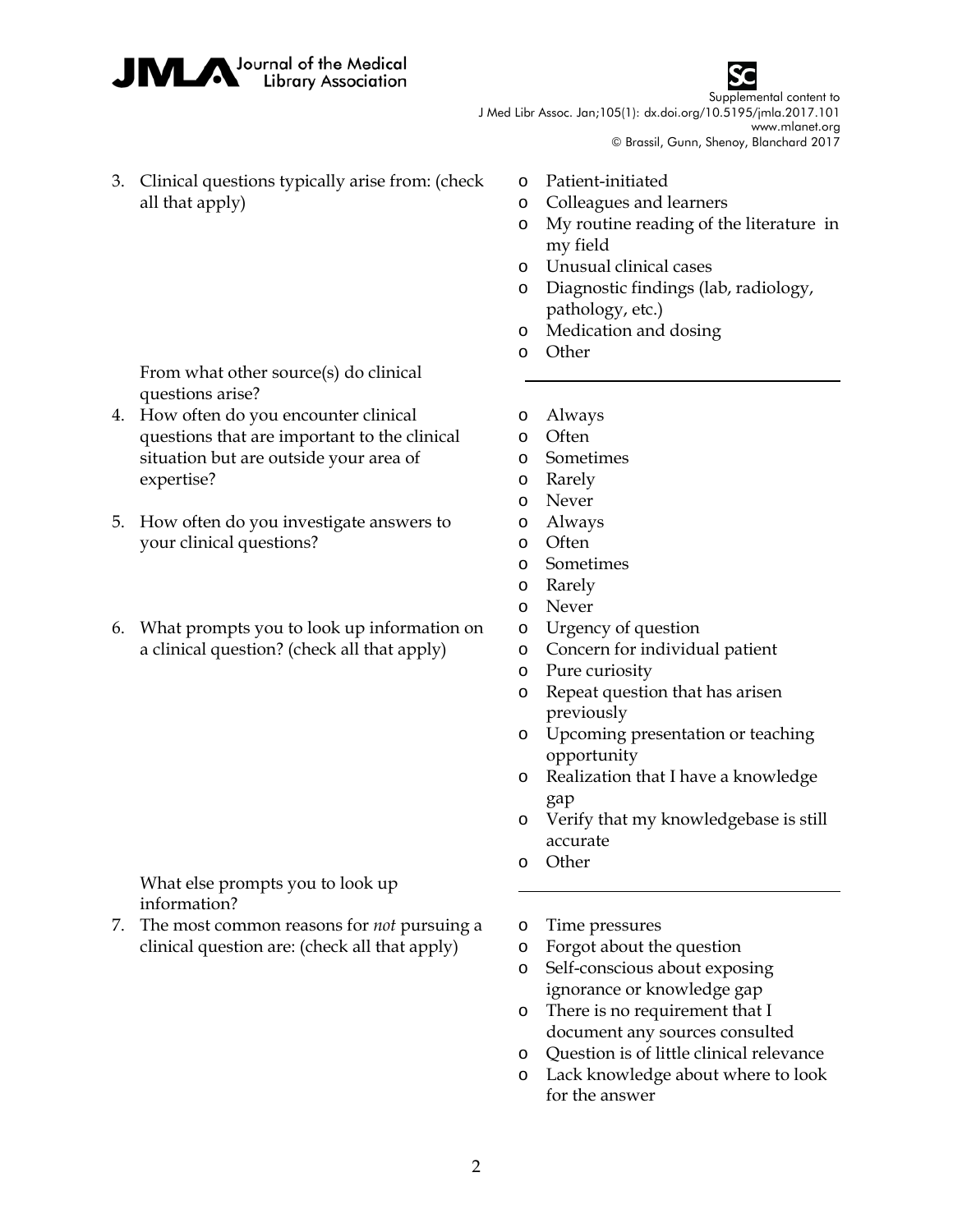3. Clinical questions typically arise from: (check all that apply)
   - Patient-initiated
   - Colleagues and learners
   - My routine reading of the literature in my field
   - Unusual clinical cases
   - Diagnostic findings (lab, radiology, pathology, etc.)
   - Medication and dosing
   - Other

   From what other source(s) do clinical questions arise? \_\_\_\_\_\_\_\_\_\_\_\_\_\_\_\_\_\_\_\_

4. How often do you encounter clinical questions that are important to the clinical situation but are outside your area of expertise?
   - Always
   - Often
   - Sometimes
   - Rarely
   - Never

5. How often do you investigate answers to your clinical questions?
   - Always
   - Often
   - Sometimes
   - Rarely
   - Never

6. What prompts you to look up information on a clinical question? (check all that apply)
   - Urgency of question
   - Concern for individual patient
   - Pure curiosity
   - Repeat question that has arisen previously
   - Upcoming presentation or teaching opportunity
   - Realization that I have a knowledge gap
   - Verify that my knowledgebase is still accurate
   - Other

   What else prompts you to look up information? \_\_\_\_\_\_\_\_\_\_\_\_\_\_\_\_\_\_\_\_

7. The most common reasons for *not* pursuing a clinical question are: (check all that apply)
   - Time pressures
   - Forgot about the question
   - Self-conscious about exposing ignorance or knowledge gap
   - There is no requirement that I document any sources consulted
   - Question is of little clinical relevance
   - Lack knowledge about where to look for the answer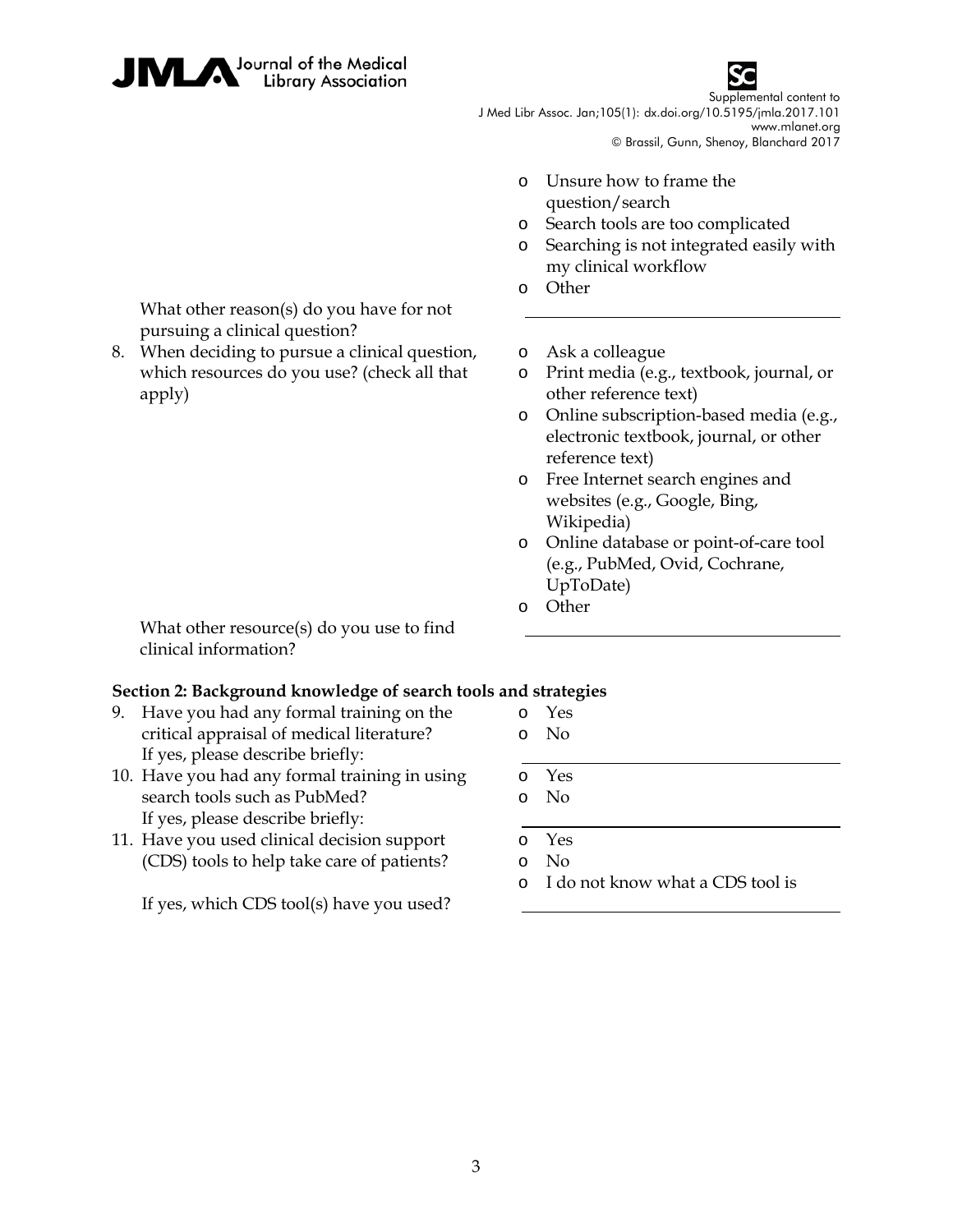- Unsure how to frame the question/search
- Search tools are too complicated
- Searching is not integrated easily with my clinical workflow
- Other

What other reason(s) do you have for not pursuing a clinical question? \_\_\_\_\_\_\_\_\_\_\_\_\_\_\_\_\_\_\_\_

8. When deciding to pursue a clinical question, which resources do you use? (check all that apply)
   - Ask a colleague
   - Print media (e.g., textbook, journal, or other reference text)
   - Online subscription-based media (e.g., electronic textbook, journal, or other reference text)
   - Free Internet search engines and websites (e.g., Google, Bing, Wikipedia)
   - Online database or point-of-care tool (e.g., PubMed, Ovid, Cochrane, UpToDate)
   - Other

   What other resource(s) do you use to find clinical information? \_\_\_\_\_\_\_\_\_\_\_\_\_\_\_\_\_\_\_\_

**Section 2: Background knowledge of search tools and strategies**

9. Have you had any formal training on the critical appraisal of medical literature?
   - Yes
   - No

   If yes, please describe briefly: \_\_\_\_\_\_\_\_\_\_\_\_\_\_\_\_\_\_\_\_

10. Have you had any formal training in using search tools such as PubMed?
    - Yes
    - No

    If yes, please describe briefly: \_\_\_\_\_\_\_\_\_\_\_\_\_\_\_\_\_\_\_\_

11. Have you used clinical decision support (CDS) tools to help take care of patients?
    - Yes
    - No
    - I do not know what a CDS tool is

    If yes, which CDS tool(s) have you used? \_\_\_\_\_\_\_\_\_\_\_\_\_\_\_\_\_\_\_\_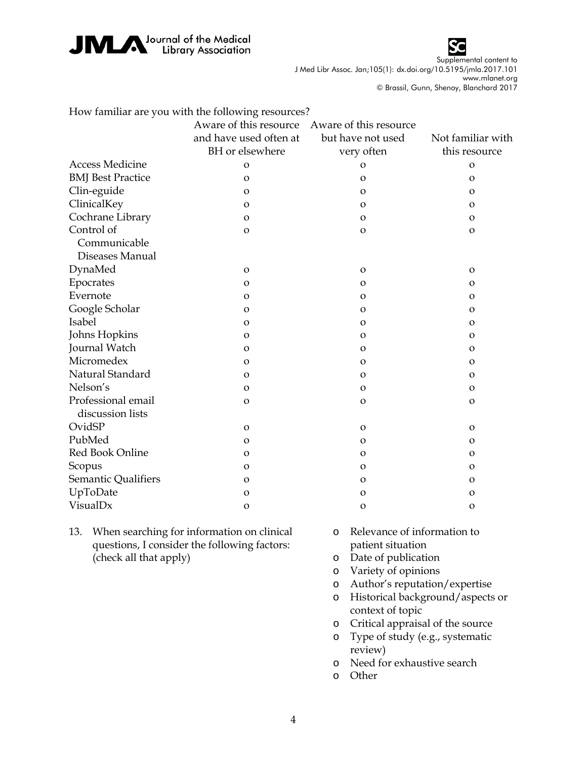How familiar are you with the following resources?

| | Aware of this resource and have used often at BH or elsewhere | Aware of this resource but have not used very often | Not familiar with this resource |
|---|---|---|---|
| Access Medicine | o | o | o |
| BMJ Best Practice | o | o | o |
| Clin-eguide | o | o | o |
| ClinicalKey | o | o | o |
| Cochrane Library | o | o | o |
| Control of Communicable Diseases Manual | o | o | o |
| DynaMed | o | o | o |
| Epocrates | o | o | o |
| Evernote | o | o | o |
| Google Scholar | o | o | o |
| Isabel | o | o | o |
| Johns Hopkins | o | o | o |
| Journal Watch | o | o | o |
| Micromedex | o | o | o |
| Natural Standard | o | o | o |
| Nelson's | o | o | o |
| Professional email discussion lists | o | o | o |
| OvidSP | o | o | o |
| PubMed | o | o | o |
| Red Book Online | o | o | o |
| Scopus | o | o | o |
| Semantic Qualifiers | o | o | o |
| UpToDate | o | o | o |
| VisualDx | o | o | o |

13. When searching for information on clinical questions, I consider the following factors: (check all that apply)

- o Relevance of information to patient situation
- o Date of publication
- o Variety of opinions
- o Author's reputation/expertise
- o Historical background/aspects or context of topic
- o Critical appraisal of the source
- o Type of study (e.g., systematic review)
- o Need for exhaustive search
- o Other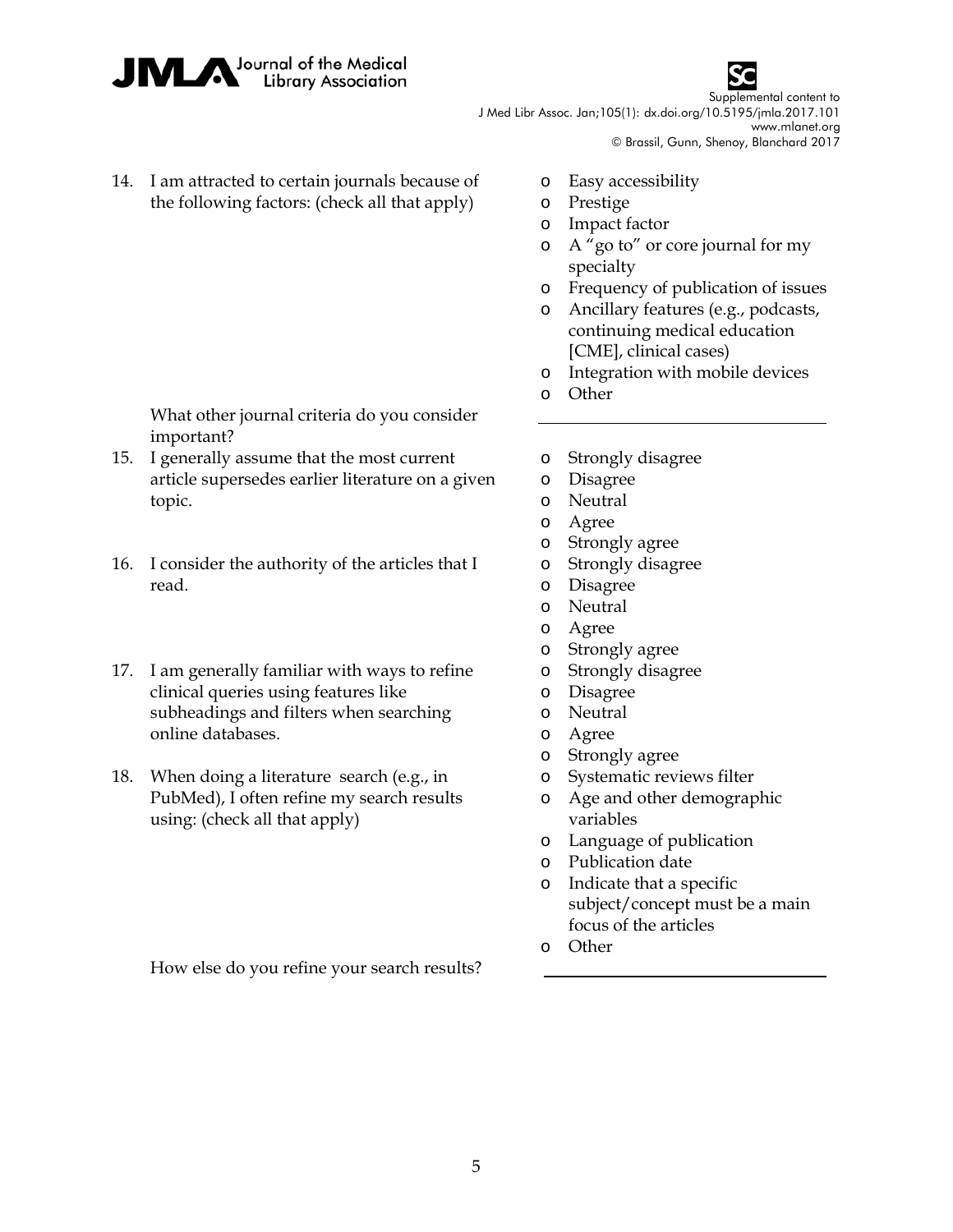14. I am attracted to certain journals because of the following factors: (check all that apply)
    - Easy accessibility
    - Prestige
    - Impact factor
    - A "go to" or core journal for my specialty
    - Frequency of publication of issues
    - Ancillary features (e.g., podcasts, continuing medical education [CME], clinical cases)
    - Integration with mobile devices
    - Other

    What other journal criteria do you consider important? ______________________

15. I generally assume that the most current article supersedes earlier literature on a given topic.
    - Strongly disagree
    - Disagree
    - Neutral
    - Agree
    - Strongly agree

16. I consider the authority of the articles that I read.
    - Strongly disagree
    - Disagree
    - Neutral
    - Agree
    - Strongly agree

17. I am generally familiar with ways to refine clinical queries using features like subheadings and filters when searching online databases.
    - Strongly disagree
    - Disagree
    - Neutral
    - Agree
    - Strongly agree

18. When doing a literature search (e.g., in PubMed), I often refine my search results using: (check all that apply)
    - Systematic reviews filter
    - Age and other demographic variables
    - Language of publication
    - Publication date
    - Indicate that a specific subject/concept must be a main focus of the articles
    - Other

    How else do you refine your search results? ______________________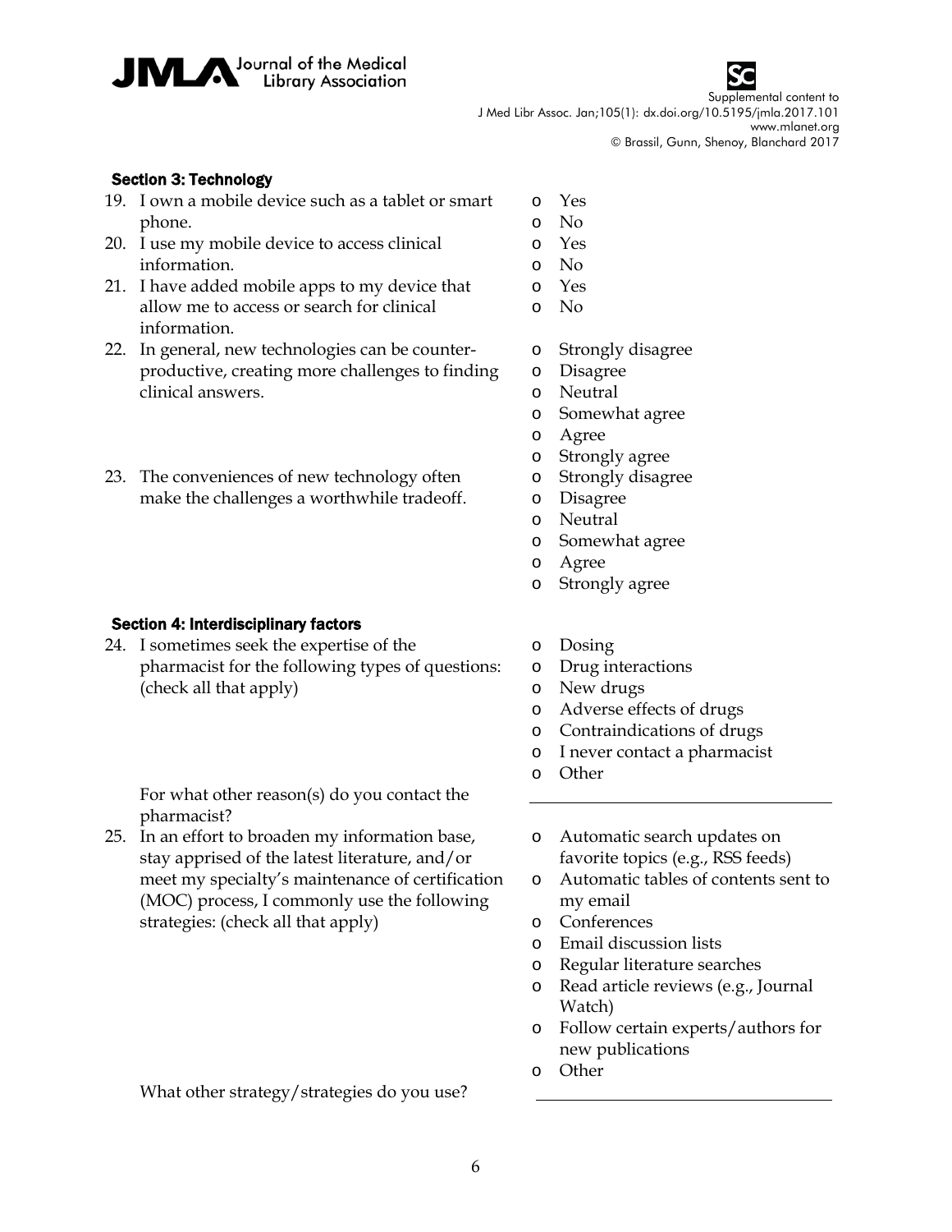### Section 3: Technology

19. I own a mobile device such as a tablet or smart phone.
    - Yes
    - No
20. I use my mobile device to access clinical information.
    - Yes
    - No
21. I have added mobile apps to my device that allow me to access or search for clinical information.
    - Yes
    - No
22. In general, new technologies can be counter-productive, creating more challenges to finding clinical answers.
    - Strongly disagree
    - Disagree
    - Neutral
    - Somewhat agree
    - Agree
    - Strongly agree
23. The conveniences of new technology often make the challenges a worthwhile tradeoff.
    - Strongly disagree
    - Disagree
    - Neutral
    - Somewhat agree
    - Agree
    - Strongly agree

### Section 4: Interdisciplinary factors

24. I sometimes seek the expertise of the pharmacist for the following types of questions: (check all that apply)
    - Dosing
    - Drug interactions
    - New drugs
    - Adverse effects of drugs
    - Contraindications of drugs
    - I never contact a pharmacist
    - Other

    For what other reason(s) do you contact the pharmacist? \_\_\_\_\_\_\_\_\_\_\_\_\_\_\_\_\_\_\_\_

25. In an effort to broaden my information base, stay apprised of the latest literature, and/or meet my specialty's maintenance of certification (MOC) process, I commonly use the following strategies: (check all that apply)
    - Automatic search updates on favorite topics (e.g., RSS feeds)
    - Automatic tables of contents sent to my email
    - Conferences
    - Email discussion lists
    - Regular literature searches
    - Read article reviews (e.g., Journal Watch)
    - Follow certain experts/authors for new publications
    - Other

    What other strategy/strategies do you use? \_\_\_\_\_\_\_\_\_\_\_\_\_\_\_\_\_\_\_\_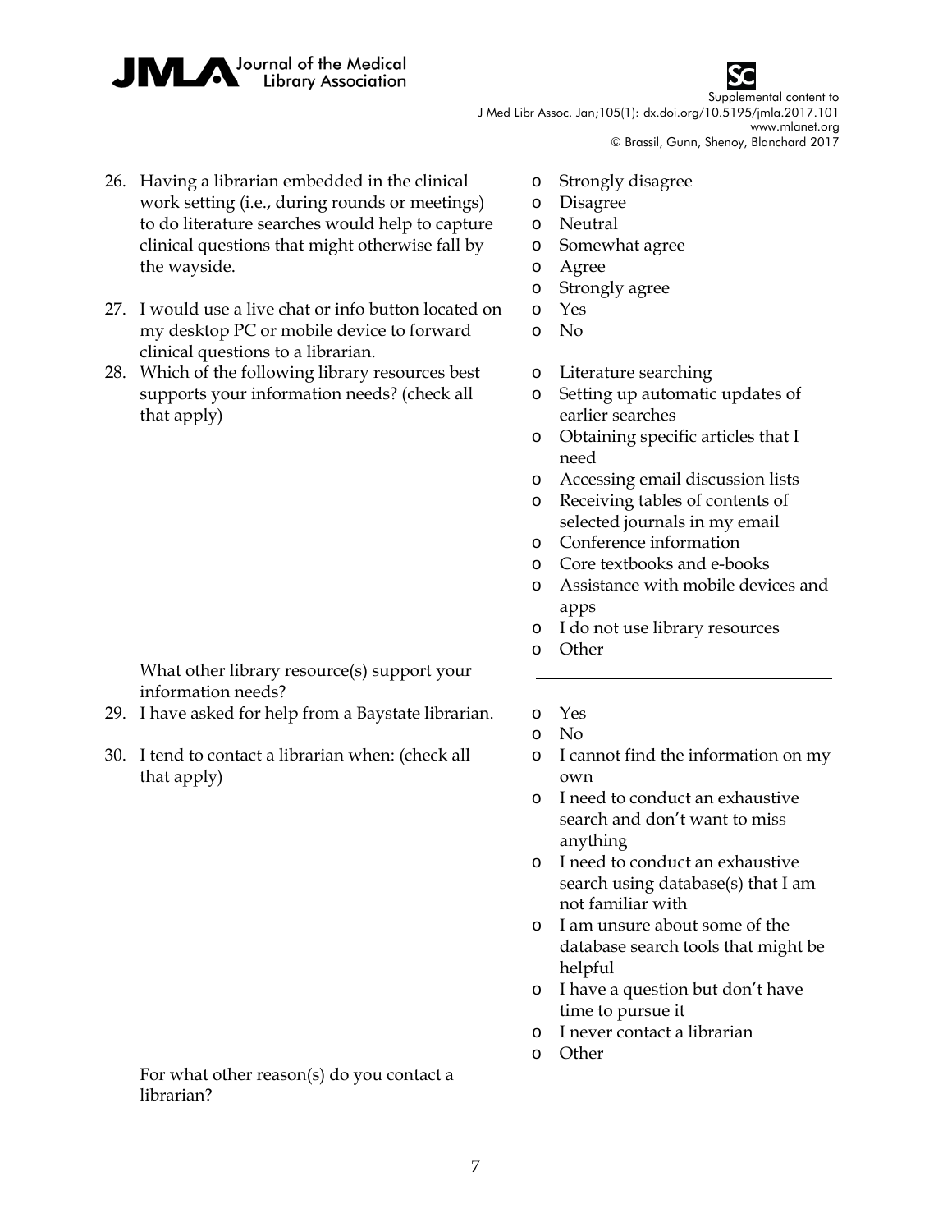26. Having a librarian embedded in the clinical work setting (i.e., during rounds or meetings) to do literature searches would help to capture clinical questions that might otherwise fall by the wayside.
    - o Strongly disagree
    - o Disagree
    - o Neutral
    - o Somewhat agree
    - o Agree
    - o Strongly agree

27. I would use a live chat or info button located on my desktop PC or mobile device to forward clinical questions to a librarian.
    - o Yes
    - o No

28. Which of the following library resources best supports your information needs? (check all that apply)
    - o Literature searching
    - o Setting up automatic updates of earlier searches
    - o Obtaining specific articles that I need
    - o Accessing email discussion lists
    - o Receiving tables of contents of selected journals in my email
    - o Conference information
    - o Core textbooks and e-books
    - o Assistance with mobile devices and apps
    - o I do not use library resources
    - o Other

    What other library resource(s) support your information needs? \_\_\_\_\_\_\_\_\_\_\_\_\_\_\_\_\_\_\_\_

29. I have asked for help from a Baystate librarian.
    - o Yes
    - o No

30. I tend to contact a librarian when: (check all that apply)
    - o I cannot find the information on my own
    - o I need to conduct an exhaustive search and don't want to miss anything
    - o I need to conduct an exhaustive search using database(s) that I am not familiar with
    - o I am unsure about some of the database search tools that might be helpful
    - o I have a question but don't have time to pursue it
    - o I never contact a librarian
    - o Other

    For what other reason(s) do you contact a librarian? \_\_\_\_\_\_\_\_\_\_\_\_\_\_\_\_\_\_\_\_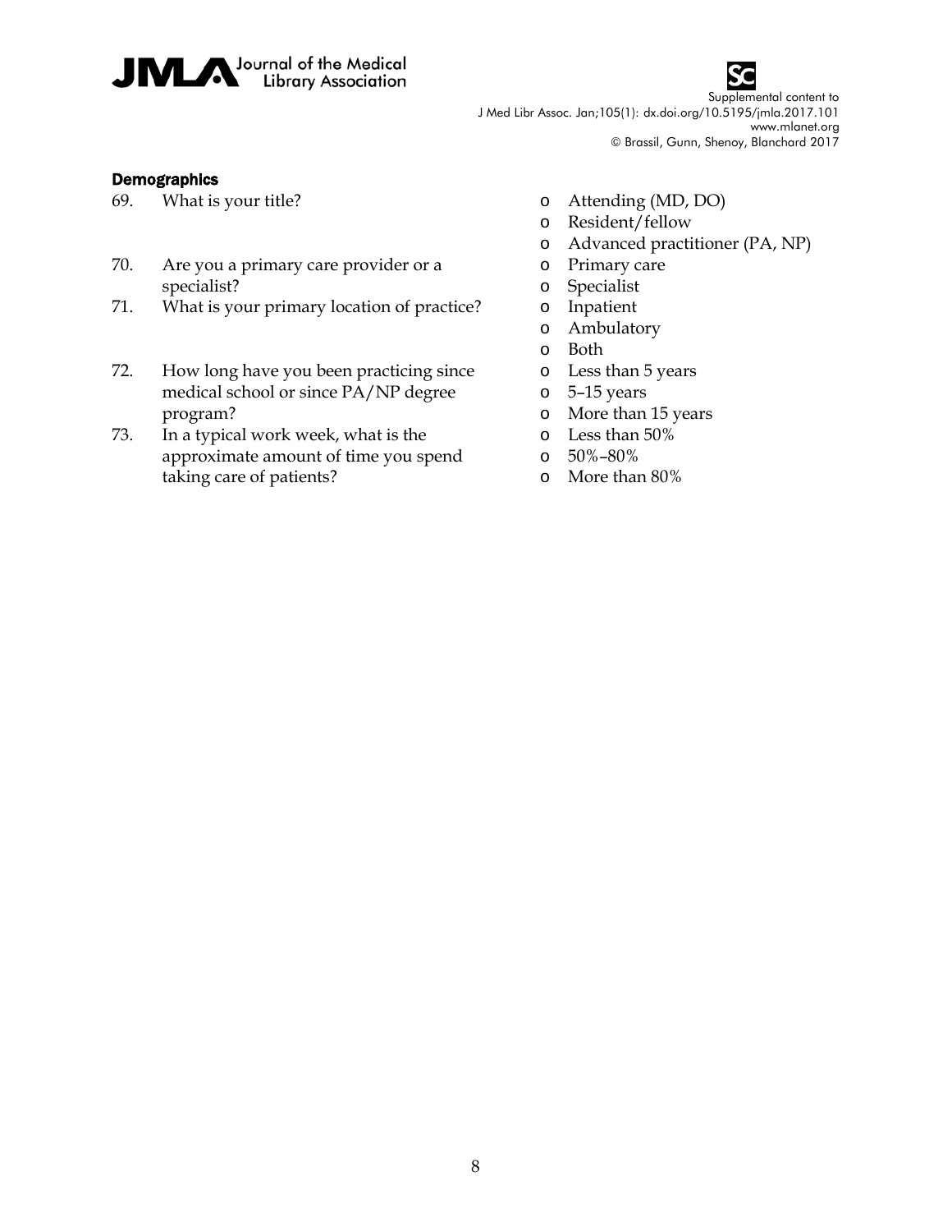#### Demographics

69. What is your title?
    - Attending (MD, DO)
    - Resident/fellow
    - Advanced practitioner (PA, NP)
70. Are you a primary care provider or a specialist?
    - Primary care
    - Specialist
71. What is your primary location of practice?
    - Inpatient
    - Ambulatory
    - Both
72. How long have you been practicing since medical school or since PA/NP degree program?
    - Less than 5 years
    - 5–15 years
    - More than 15 years
73. In a typical work week, what is the approximate amount of time you spend taking care of patients?
    - Less than 50%
    - 50%–80%
    - More than 80%